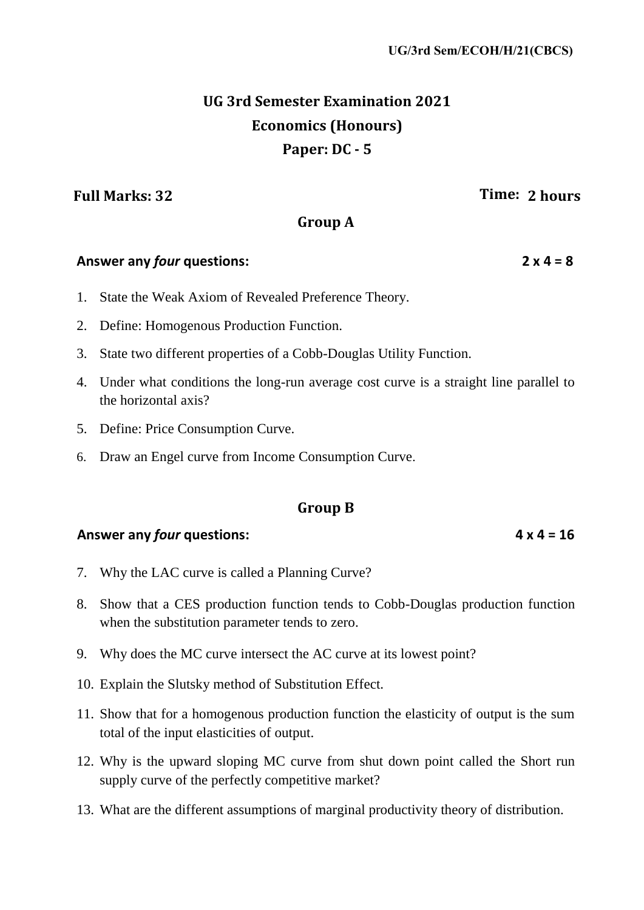UG/3rd Sem/ECOH/H/21(CBCS)

# UG 3rd Semester Examination 2021

## Economics (Honours)

## Paper: DC - 5

**Full Marks: 32** **Time: 2 hours**

### Group A

**Answer any *four* questions:** **2 x 4 = 8**

1. State the Weak Axiom of Revealed Preference Theory.
2. Define: Homogenous Production Function.
3. State two different properties of a Cobb-Douglas Utility Function.
4. Under what conditions the long-run average cost curve is a straight line parallel to the horizontal axis?
5. Define: Price Consumption Curve.
6. Draw an Engel curve from Income Consumption Curve.

### Group B

**Answer any *four* questions:** **4 x 4 = 16**

7. Why the LAC curve is called a Planning Curve?
8. Show that a CES production function tends to Cobb-Douglas production function when the substitution parameter tends to zero.
9. Why does the MC curve intersect the AC curve at its lowest point?
10. Explain the Slutsky method of Substitution Effect.
11. Show that for a homogenous production function the elasticity of output is the sum total of the input elasticities of output.
12. Why is the upward sloping MC curve from shut down point called the Short run supply curve of the perfectly competitive market?
13. What are the different assumptions of marginal productivity theory of distribution.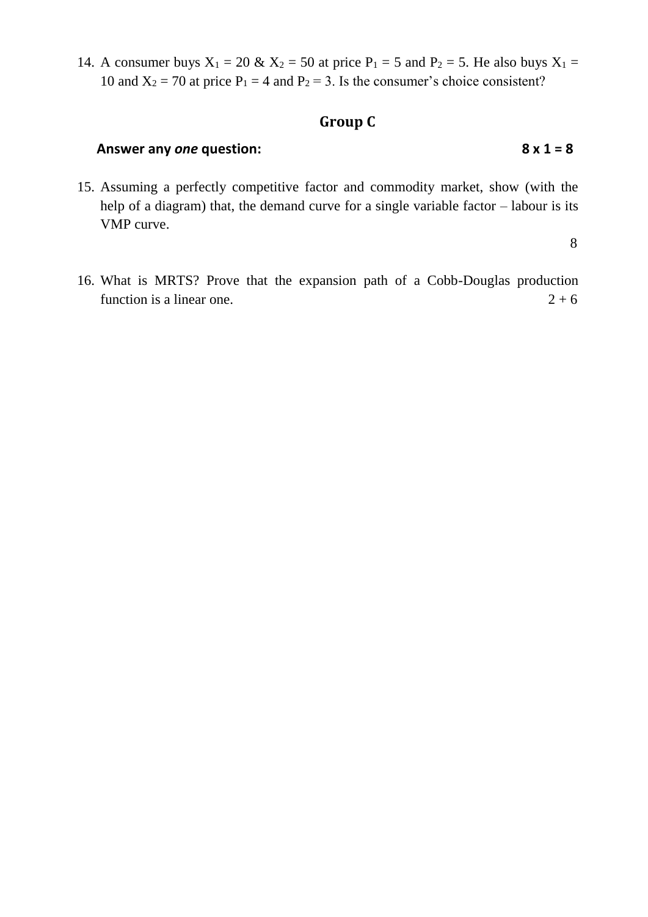14. A consumer buys $X_1 = 20$ & $X_2 = 50$ at price $P_1 = 5$ and $P_2 = 5$. He also buys $X_1 = 10$ and $X_2 = 70$ at price $P_1 = 4$ and $P_2 = 3$. Is the consumer's choice consistent?

## Group C

**Answer any *one* question:** **8 x 1 = 8**

15. Assuming a perfectly competitive factor and commodity market, show (with the help of a diagram) that, the demand curve for a single variable factor – labour is its VMP curve. 8

16. What is MRTS? Prove that the expansion path of a Cobb-Douglas production function is a linear one. 2 + 6